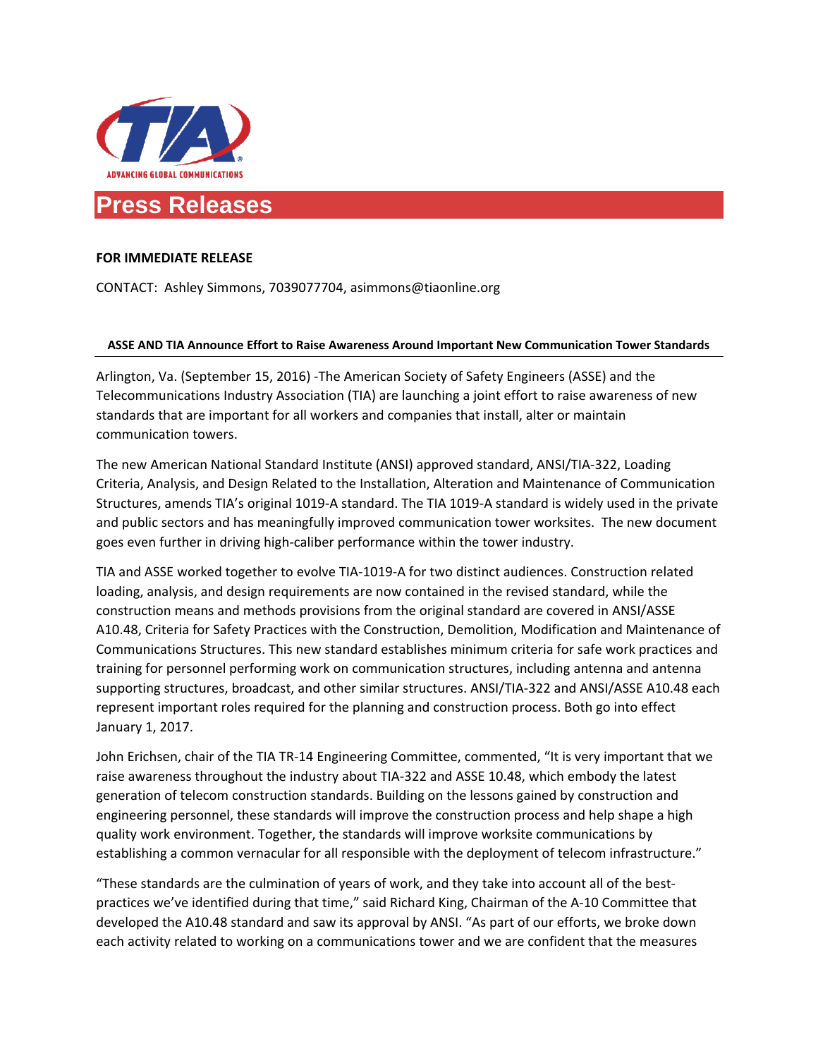ADVANCING GLOBAL COMMUNICATIONS

# Press Releases

**FOR IMMEDIATE RELEASE**

CONTACT: Ashley Simmons, 7039077704, asimmons@tiaonline.org

**ASSE AND TIA Announce Effort to Raise Awareness Around Important New Communication Tower Standards**

Arlington, Va. (September 15, 2016) -The American Society of Safety Engineers (ASSE) and the Telecommunications Industry Association (TIA) are launching a joint effort to raise awareness of new standards that are important for all workers and companies that install, alter or maintain communication towers.

The new American National Standard Institute (ANSI) approved standard, ANSI/TIA-322, Loading Criteria, Analysis, and Design Related to the Installation, Alteration and Maintenance of Communication Structures, amends TIA's original 1019-A standard. The TIA 1019-A standard is widely used in the private and public sectors and has meaningfully improved communication tower worksites. The new document goes even further in driving high-caliber performance within the tower industry.

TIA and ASSE worked together to evolve TIA-1019-A for two distinct audiences. Construction related loading, analysis, and design requirements are now contained in the revised standard, while the construction means and methods provisions from the original standard are covered in ANSI/ASSE A10.48, Criteria for Safety Practices with the Construction, Demolition, Modification and Maintenance of Communications Structures. This new standard establishes minimum criteria for safe work practices and training for personnel performing work on communication structures, including antenna and antenna supporting structures, broadcast, and other similar structures. ANSI/TIA-322 and ANSI/ASSE A10.48 each represent important roles required for the planning and construction process. Both go into effect January 1, 2017.

John Erichsen, chair of the TIA TR-14 Engineering Committee, commented, "It is very important that we raise awareness throughout the industry about TIA-322 and ASSE 10.48, which embody the latest generation of telecom construction standards. Building on the lessons gained by construction and engineering personnel, these standards will improve the construction process and help shape a high quality work environment. Together, the standards will improve worksite communications by establishing a common vernacular for all responsible with the deployment of telecom infrastructure."

"These standards are the culmination of years of work, and they take into account all of the best-practices we've identified during that time," said Richard King, Chairman of the A-10 Committee that developed the A10.48 standard and saw its approval by ANSI. "As part of our efforts, we broke down each activity related to working on a communications tower and we are confident that the measures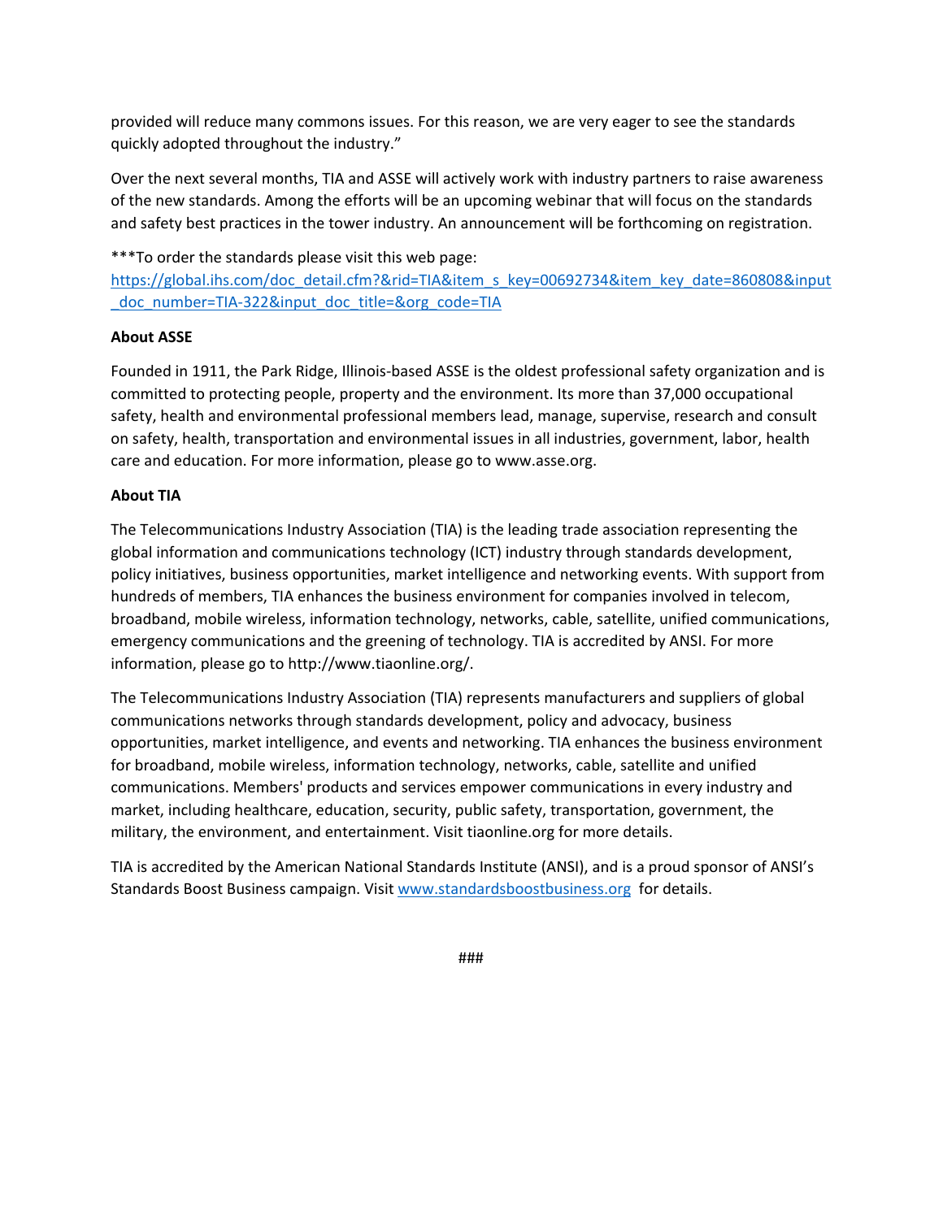provided will reduce many commons issues. For this reason, we are very eager to see the standards quickly adopted throughout the industry."

Over the next several months, TIA and ASSE will actively work with industry partners to raise awareness of the new standards. Among the efforts will be an upcoming webinar that will focus on the standards and safety best practices in the tower industry. An announcement will be forthcoming on registration.

***To order the standards please visit this web page:
[https://global.ihs.com/doc_detail.cfm?&rid=TIA&item_s_key=00692734&item_key_date=860808&input_doc_number=TIA-322&input_doc_title=&org_code=TIA](https://global.ihs.com/doc_detail.cfm?&rid=TIA&item_s_key=00692734&item_key_date=860808&input_doc_number=TIA-322&input_doc_title=&org_code=TIA)

**About ASSE**

Founded in 1911, the Park Ridge, Illinois-based ASSE is the oldest professional safety organization and is committed to protecting people, property and the environment. Its more than 37,000 occupational safety, health and environmental professional members lead, manage, supervise, research and consult on safety, health, transportation and environmental issues in all industries, government, labor, health care and education. For more information, please go to www.asse.org.

**About TIA**

The Telecommunications Industry Association (TIA) is the leading trade association representing the global information and communications technology (ICT) industry through standards development, policy initiatives, business opportunities, market intelligence and networking events. With support from hundreds of members, TIA enhances the business environment for companies involved in telecom, broadband, mobile wireless, information technology, networks, cable, satellite, unified communications, emergency communications and the greening of technology. TIA is accredited by ANSI. For more information, please go to http://www.tiaonline.org/.

The Telecommunications Industry Association (TIA) represents manufacturers and suppliers of global communications networks through standards development, policy and advocacy, business opportunities, market intelligence, and events and networking. TIA enhances the business environment for broadband, mobile wireless, information technology, networks, cable, satellite and unified communications. Members' products and services empower communications in every industry and market, including healthcare, education, security, public safety, transportation, government, the military, the environment, and entertainment. Visit tiaonline.org for more details.

TIA is accredited by the American National Standards Institute (ANSI), and is a proud sponsor of ANSI's Standards Boost Business campaign. Visit [www.standardsboostbusiness.org](http://www.standardsboostbusiness.org) for details.

###